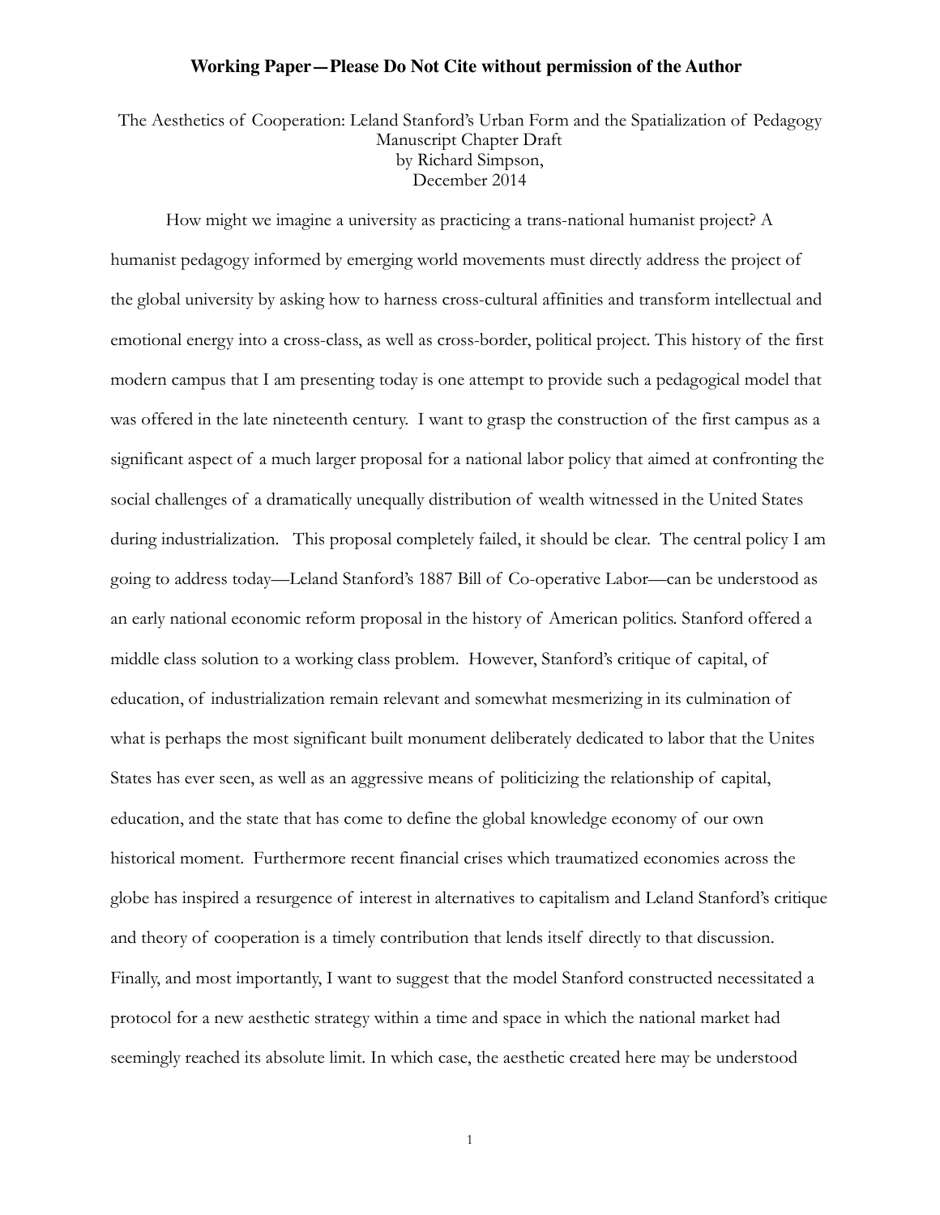**Working Paper—Please Do Not Cite without permission of the Author**

The Aesthetics of Cooperation: Leland Stanford's Urban Form and the Spatialization of Pedagogy
Manuscript Chapter Draft
by Richard Simpson,
December 2014

How might we imagine a university as practicing a trans-national humanist project? A humanist pedagogy informed by emerging world movements must directly address the project of the global university by asking how to harness cross-cultural affinities and transform intellectual and emotional energy into a cross-class, as well as cross-border, political project. This history of the first modern campus that I am presenting today is one attempt to provide such a pedagogical model that was offered in the late nineteenth century. I want to grasp the construction of the first campus as a significant aspect of a much larger proposal for a national labor policy that aimed at confronting the social challenges of a dramatically unequally distribution of wealth witnessed in the United States during industrialization. This proposal completely failed, it should be clear. The central policy I am going to address today—Leland Stanford's 1887 Bill of Co-operative Labor—can be understood as an early national economic reform proposal in the history of American politics. Stanford offered a middle class solution to a working class problem. However, Stanford's critique of capital, of education, of industrialization remain relevant and somewhat mesmerizing in its culmination of what is perhaps the most significant built monument deliberately dedicated to labor that the Unites States has ever seen, as well as an aggressive means of politicizing the relationship of capital, education, and the state that has come to define the global knowledge economy of our own historical moment. Furthermore recent financial crises which traumatized economies across the globe has inspired a resurgence of interest in alternatives to capitalism and Leland Stanford's critique and theory of cooperation is a timely contribution that lends itself directly to that discussion. Finally, and most importantly, I want to suggest that the model Stanford constructed necessitated a protocol for a new aesthetic strategy within a time and space in which the national market had seemingly reached its absolute limit. In which case, the aesthetic created here may be understood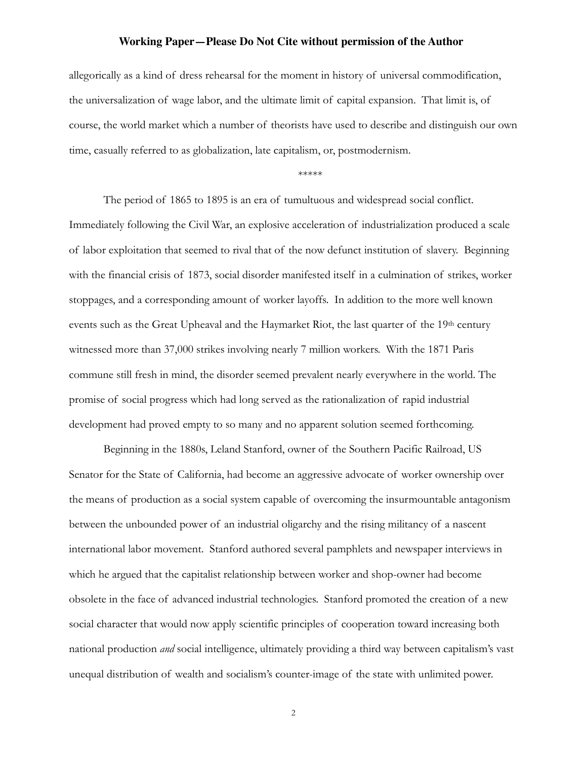allegorically as a kind of dress rehearsal for the moment in history of universal commodification, the universalization of wage labor, and the ultimate limit of capital expansion. That limit is, of course, the world market which a number of theorists have used to describe and distinguish our own time, casually referred to as globalization, late capitalism, or, postmodernism.

*****

The period of 1865 to 1895 is an era of tumultuous and widespread social conflict. Immediately following the Civil War, an explosive acceleration of industrialization produced a scale of labor exploitation that seemed to rival that of the now defunct institution of slavery. Beginning with the financial crisis of 1873, social disorder manifested itself in a culmination of strikes, worker stoppages, and a corresponding amount of worker layoffs. In addition to the more well known events such as the Great Upheaval and the Haymarket Riot, the last quarter of the 19th century witnessed more than 37,000 strikes involving nearly 7 million workers. With the 1871 Paris commune still fresh in mind, the disorder seemed prevalent nearly everywhere in the world. The promise of social progress which had long served as the rationalization of rapid industrial development had proved empty to so many and no apparent solution seemed forthcoming.

Beginning in the 1880s, Leland Stanford, owner of the Southern Pacific Railroad, US Senator for the State of California, had become an aggressive advocate of worker ownership over the means of production as a social system capable of overcoming the insurmountable antagonism between the unbounded power of an industrial oligarchy and the rising militancy of a nascent international labor movement. Stanford authored several pamphlets and newspaper interviews in which he argued that the capitalist relationship between worker and shop-owner had become obsolete in the face of advanced industrial technologies. Stanford promoted the creation of a new social character that would now apply scientific principles of cooperation toward increasing both national production *and* social intelligence, ultimately providing a third way between capitalism's vast unequal distribution of wealth and socialism's counter-image of the state with unlimited power.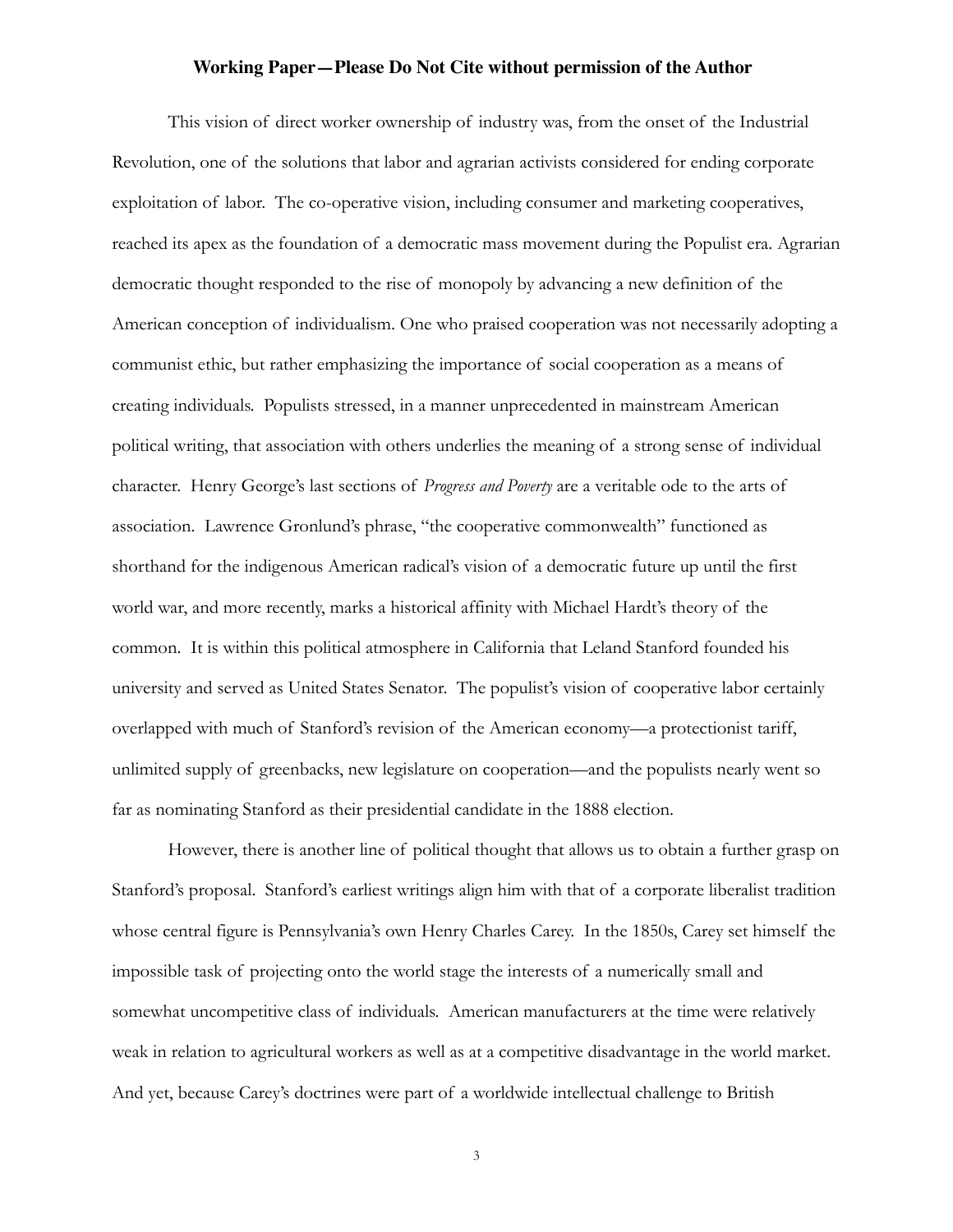This vision of direct worker ownership of industry was, from the onset of the Industrial Revolution, one of the solutions that labor and agrarian activists considered for ending corporate exploitation of labor. The co-operative vision, including consumer and marketing cooperatives, reached its apex as the foundation of a democratic mass movement during the Populist era. Agrarian democratic thought responded to the rise of monopoly by advancing a new definition of the American conception of individualism. One who praised cooperation was not necessarily adopting a communist ethic, but rather emphasizing the importance of social cooperation as a means of creating individuals. Populists stressed, in a manner unprecedented in mainstream American political writing, that association with others underlies the meaning of a strong sense of individual character. Henry George's last sections of *Progress and Poverty* are a veritable ode to the arts of association. Lawrence Gronlund's phrase, "the cooperative commonwealth" functioned as shorthand for the indigenous American radical's vision of a democratic future up until the first world war, and more recently, marks a historical affinity with Michael Hardt's theory of the common. It is within this political atmosphere in California that Leland Stanford founded his university and served as United States Senator. The populist's vision of cooperative labor certainly overlapped with much of Stanford's revision of the American economy—a protectionist tariff, unlimited supply of greenbacks, new legislature on cooperation—and the populists nearly went so far as nominating Stanford as their presidential candidate in the 1888 election.

However, there is another line of political thought that allows us to obtain a further grasp on Stanford's proposal. Stanford's earliest writings align him with that of a corporate liberalist tradition whose central figure is Pennsylvania's own Henry Charles Carey. In the 1850s, Carey set himself the impossible task of projecting onto the world stage the interests of a numerically small and somewhat uncompetitive class of individuals. American manufacturers at the time were relatively weak in relation to agricultural workers as well as at a competitive disadvantage in the world market. And yet, because Carey's doctrines were part of a worldwide intellectual challenge to British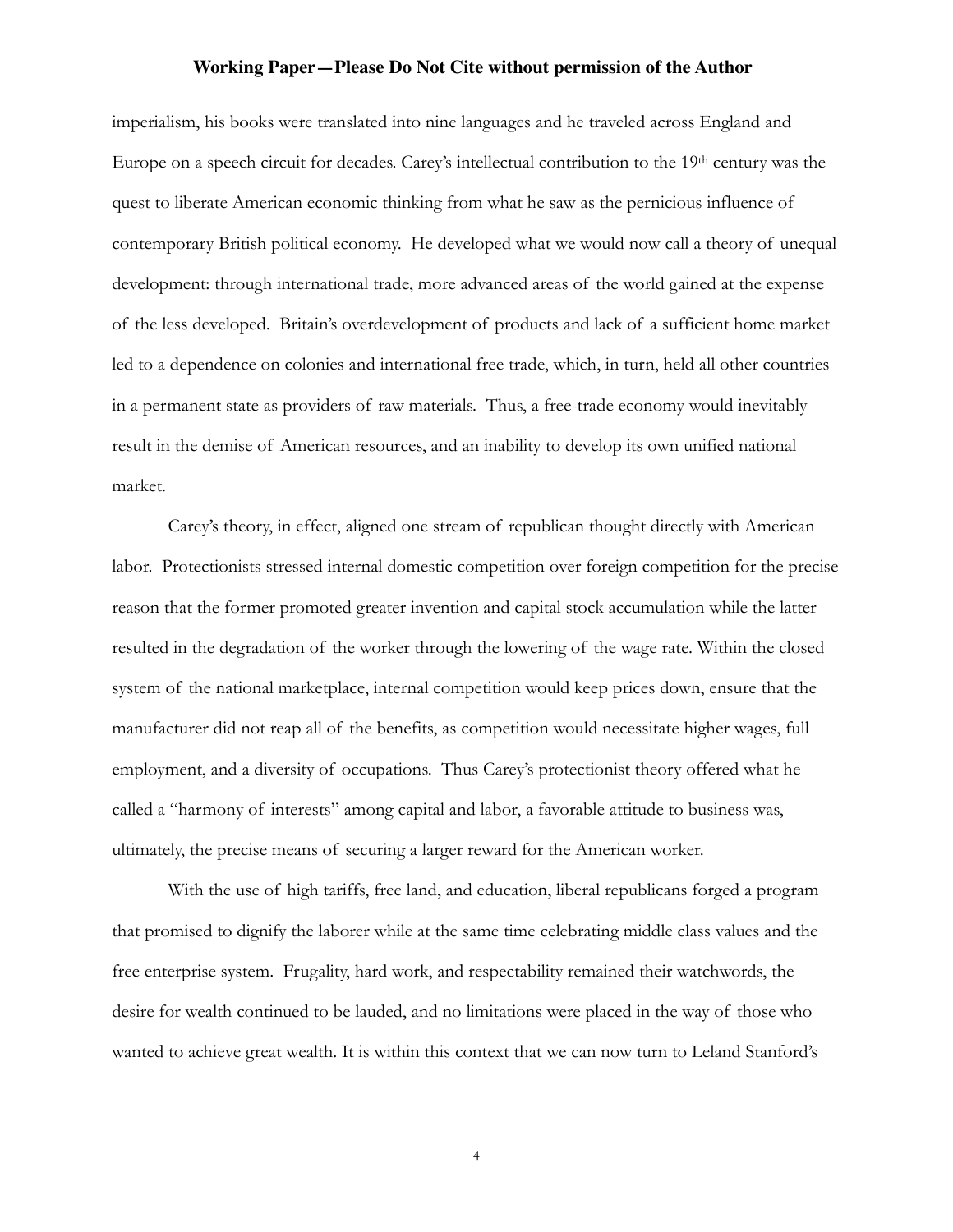imperialism, his books were translated into nine languages and he traveled across England and Europe on a speech circuit for decades. Carey's intellectual contribution to the 19th century was the quest to liberate American economic thinking from what he saw as the pernicious influence of contemporary British political economy. He developed what we would now call a theory of unequal development: through international trade, more advanced areas of the world gained at the expense of the less developed. Britain's overdevelopment of products and lack of a sufficient home market led to a dependence on colonies and international free trade, which, in turn, held all other countries in a permanent state as providers of raw materials. Thus, a free-trade economy would inevitably result in the demise of American resources, and an inability to develop its own unified national market.

Carey's theory, in effect, aligned one stream of republican thought directly with American labor. Protectionists stressed internal domestic competition over foreign competition for the precise reason that the former promoted greater invention and capital stock accumulation while the latter resulted in the degradation of the worker through the lowering of the wage rate. Within the closed system of the national marketplace, internal competition would keep prices down, ensure that the manufacturer did not reap all of the benefits, as competition would necessitate higher wages, full employment, and a diversity of occupations. Thus Carey's protectionist theory offered what he called a "harmony of interests" among capital and labor, a favorable attitude to business was, ultimately, the precise means of securing a larger reward for the American worker.

With the use of high tariffs, free land, and education, liberal republicans forged a program that promised to dignify the laborer while at the same time celebrating middle class values and the free enterprise system. Frugality, hard work, and respectability remained their watchwords, the desire for wealth continued to be lauded, and no limitations were placed in the way of those who wanted to achieve great wealth. It is within this context that we can now turn to Leland Stanford's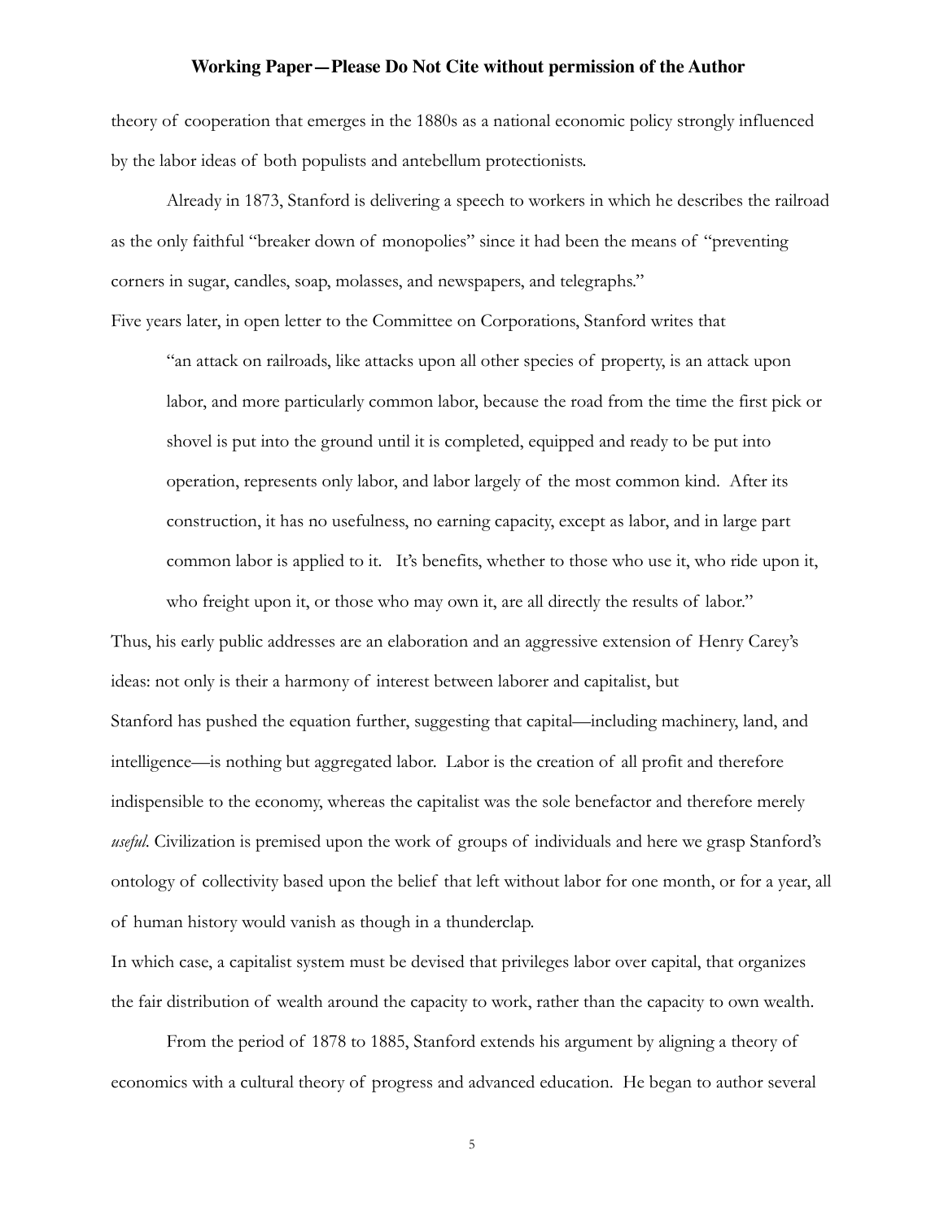theory of cooperation that emerges in the 1880s as a national economic policy strongly influenced by the labor ideas of both populists and antebellum protectionists.

Already in 1873, Stanford is delivering a speech to workers in which he describes the railroad as the only faithful "breaker down of monopolies" since it had been the means of "preventing corners in sugar, candles, soap, molasses, and newspapers, and telegraphs."

Five years later, in open letter to the Committee on Corporations, Stanford writes that

> "an attack on railroads, like attacks upon all other species of property, is an attack upon labor, and more particularly common labor, because the road from the time the first pick or shovel is put into the ground until it is completed, equipped and ready to be put into operation, represents only labor, and labor largely of the most common kind. After its construction, it has no usefulness, no earning capacity, except as labor, and in large part common labor is applied to it. It's benefits, whether to those who use it, who ride upon it, who freight upon it, or those who may own it, are all directly the results of labor."

Thus, his early public addresses are an elaboration and an aggressive extension of Henry Carey's ideas: not only is their a harmony of interest between laborer and capitalist, but Stanford has pushed the equation further, suggesting that capital—including machinery, land, and intelligence—is nothing but aggregated labor. Labor is the creation of all profit and therefore indispensible to the economy, whereas the capitalist was the sole benefactor and therefore merely *useful*. Civilization is premised upon the work of groups of individuals and here we grasp Stanford's ontology of collectivity based upon the belief that left without labor for one month, or for a year, all of human history would vanish as though in a thunderclap.

In which case, a capitalist system must be devised that privileges labor over capital, that organizes the fair distribution of wealth around the capacity to work, rather than the capacity to own wealth.

From the period of 1878 to 1885, Stanford extends his argument by aligning a theory of economics with a cultural theory of progress and advanced education. He began to author several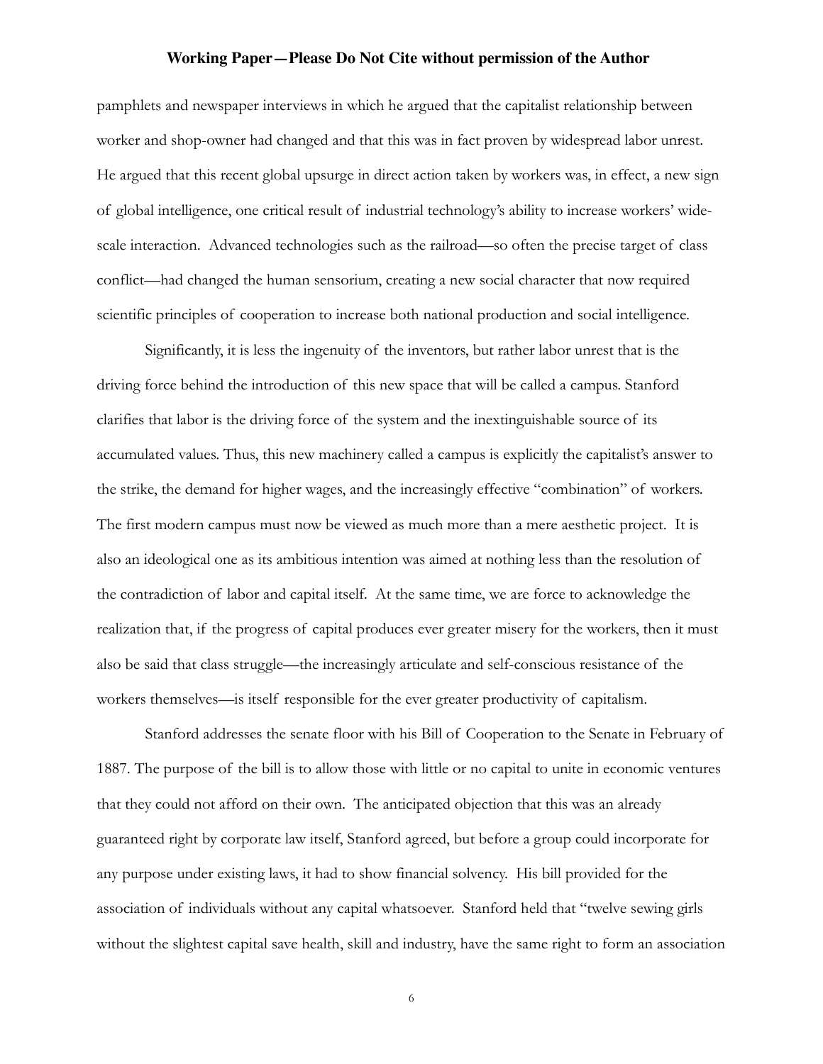pamphlets and newspaper interviews in which he argued that the capitalist relationship between worker and shop-owner had changed and that this was in fact proven by widespread labor unrest. He argued that this recent global upsurge in direct action taken by workers was, in effect, a new sign of global intelligence, one critical result of industrial technology's ability to increase workers' wide-scale interaction. Advanced technologies such as the railroad—so often the precise target of class conflict—had changed the human sensorium, creating a new social character that now required scientific principles of cooperation to increase both national production and social intelligence.

Significantly, it is less the ingenuity of the inventors, but rather labor unrest that is the driving force behind the introduction of this new space that will be called a campus. Stanford clarifies that labor is the driving force of the system and the inextinguishable source of its accumulated values. Thus, this new machinery called a campus is explicitly the capitalist's answer to the strike, the demand for higher wages, and the increasingly effective "combination" of workers. The first modern campus must now be viewed as much more than a mere aesthetic project. It is also an ideological one as its ambitious intention was aimed at nothing less than the resolution of the contradiction of labor and capital itself. At the same time, we are force to acknowledge the realization that, if the progress of capital produces ever greater misery for the workers, then it must also be said that class struggle—the increasingly articulate and self-conscious resistance of the workers themselves—is itself responsible for the ever greater productivity of capitalism.

Stanford addresses the senate floor with his Bill of Cooperation to the Senate in February of 1887. The purpose of the bill is to allow those with little or no capital to unite in economic ventures that they could not afford on their own. The anticipated objection that this was an already guaranteed right by corporate law itself, Stanford agreed, but before a group could incorporate for any purpose under existing laws, it had to show financial solvency. His bill provided for the association of individuals without any capital whatsoever. Stanford held that "twelve sewing girls without the slightest capital save health, skill and industry, have the same right to form an association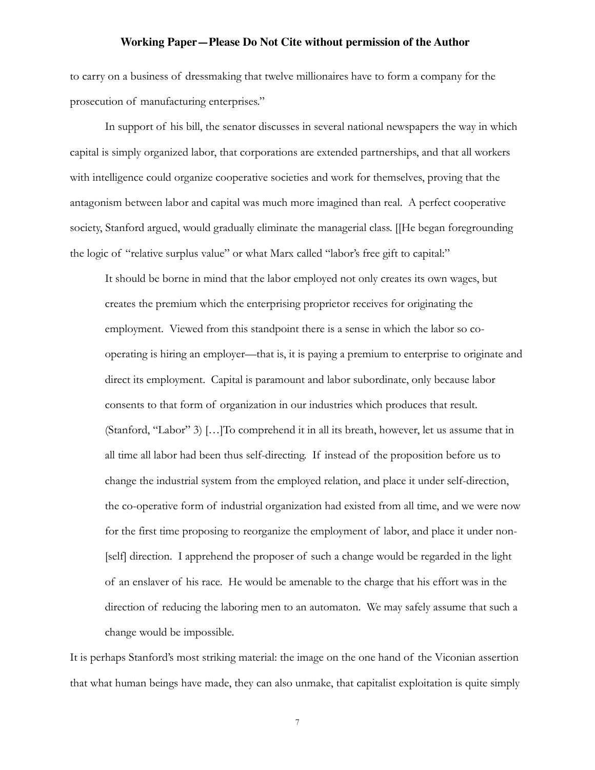to carry on a business of dressmaking that twelve millionaires have to form a company for the prosecution of manufacturing enterprises."

In support of his bill, the senator discusses in several national newspapers the way in which capital is simply organized labor, that corporations are extended partnerships, and that all workers with intelligence could organize cooperative societies and work for themselves, proving that the antagonism between labor and capital was much more imagined than real. A perfect cooperative society, Stanford argued, would gradually eliminate the managerial class. [[He began foregrounding the logic of "relative surplus value" or what Marx called "labor's free gift to capital:"

> It should be borne in mind that the labor employed not only creates its own wages, but creates the premium which the enterprising proprietor receives for originating the employment. Viewed from this standpoint there is a sense in which the labor so co-operating is hiring an employer—that is, it is paying a premium to enterprise to originate and direct its employment. Capital is paramount and labor subordinate, only because labor consents to that form of organization in our industries which produces that result. (Stanford, "Labor" 3) […]To comprehend it in all its breath, however, let us assume that in all time all labor had been thus self-directing. If instead of the proposition before us to change the industrial system from the employed relation, and place it under self-direction, the co-operative form of industrial organization had existed from all time, and we were now for the first time proposing to reorganize the employment of labor, and place it under non-[self] direction. I apprehend the proposer of such a change would be regarded in the light of an enslaver of his race. He would be amenable to the charge that his effort was in the direction of reducing the laboring men to an automaton. We may safely assume that such a change would be impossible.

It is perhaps Stanford's most striking material: the image on the one hand of the Viconian assertion that what human beings have made, they can also unmake, that capitalist exploitation is quite simply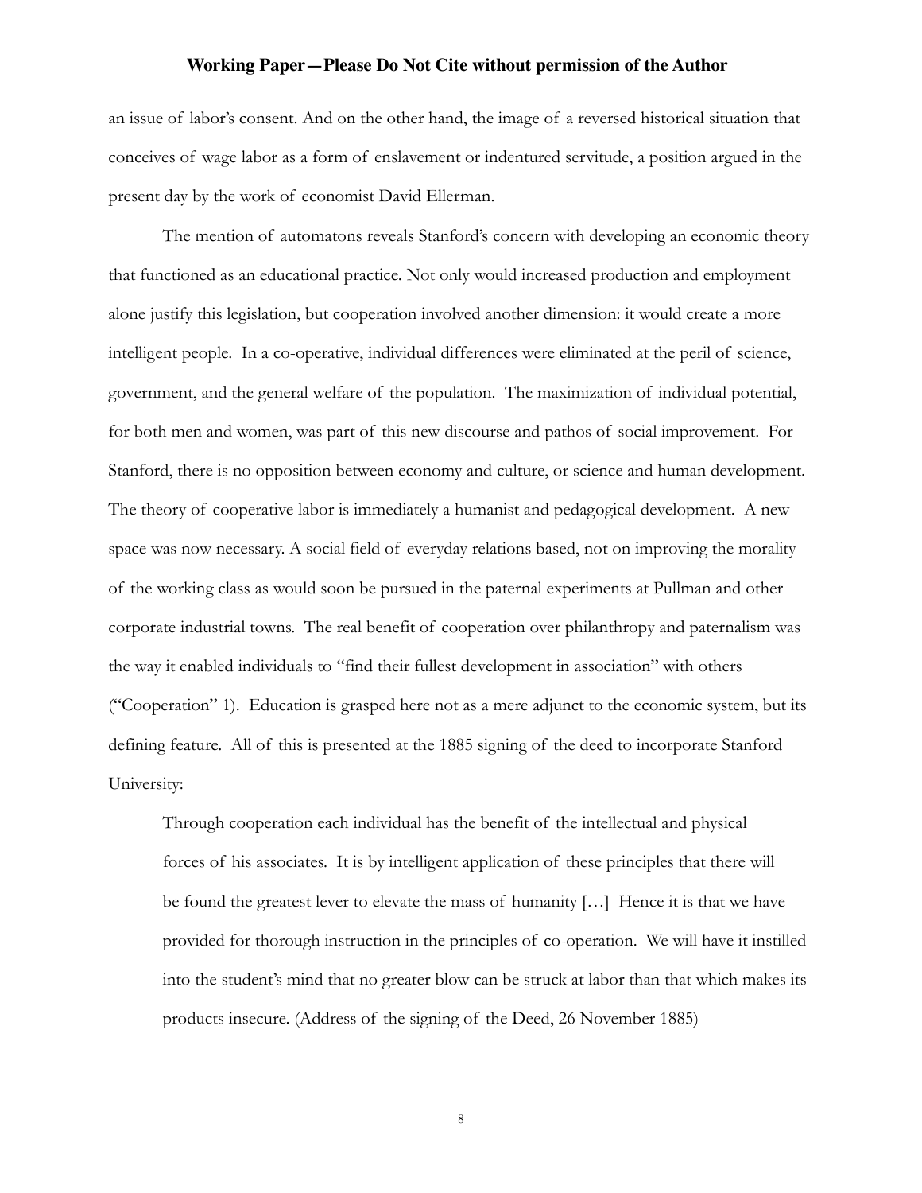an issue of labor's consent. And on the other hand, the image of a reversed historical situation that conceives of wage labor as a form of enslavement or indentured servitude, a position argued in the present day by the work of economist David Ellerman.

The mention of automatons reveals Stanford's concern with developing an economic theory that functioned as an educational practice. Not only would increased production and employment alone justify this legislation, but cooperation involved another dimension: it would create a more intelligent people. In a co-operative, individual differences were eliminated at the peril of science, government, and the general welfare of the population. The maximization of individual potential, for both men and women, was part of this new discourse and pathos of social improvement. For Stanford, there is no opposition between economy and culture, or science and human development. The theory of cooperative labor is immediately a humanist and pedagogical development. A new space was now necessary. A social field of everyday relations based, not on improving the morality of the working class as would soon be pursued in the paternal experiments at Pullman and other corporate industrial towns. The real benefit of cooperation over philanthropy and paternalism was the way it enabled individuals to "find their fullest development in association" with others ("Cooperation" 1). Education is grasped here not as a mere adjunct to the economic system, but its defining feature. All of this is presented at the 1885 signing of the deed to incorporate Stanford University:

> Through cooperation each individual has the benefit of the intellectual and physical forces of his associates. It is by intelligent application of these principles that there will be found the greatest lever to elevate the mass of humanity […] Hence it is that we have provided for thorough instruction in the principles of co-operation. We will have it instilled into the student's mind that no greater blow can be struck at labor than that which makes its products insecure. (Address of the signing of the Deed, 26 November 1885)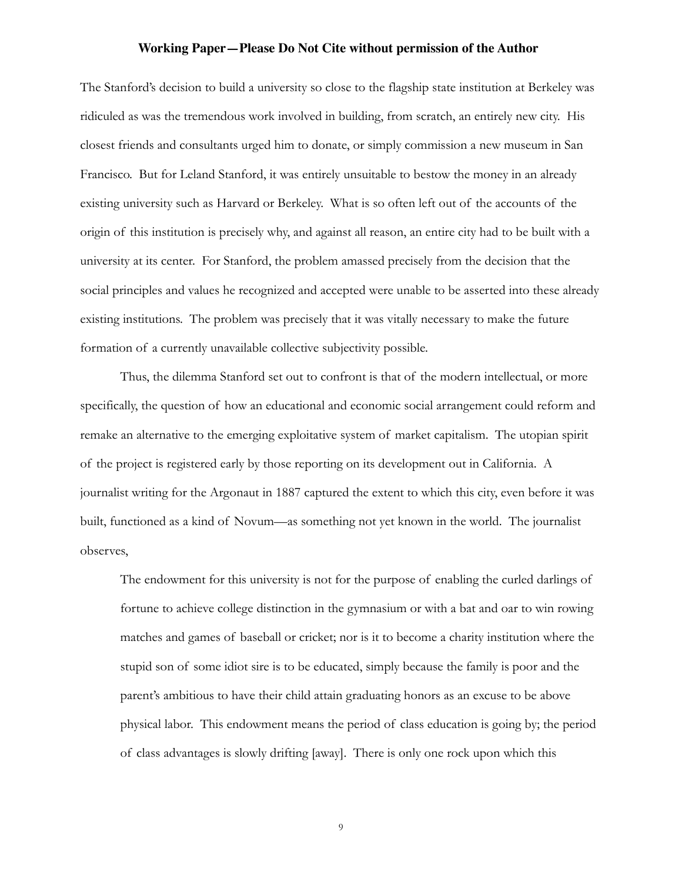The Stanford's decision to build a university so close to the flagship state institution at Berkeley was ridiculed as was the tremendous work involved in building, from scratch, an entirely new city. His closest friends and consultants urged him to donate, or simply commission a new museum in San Francisco. But for Leland Stanford, it was entirely unsuitable to bestow the money in an already existing university such as Harvard or Berkeley. What is so often left out of the accounts of the origin of this institution is precisely why, and against all reason, an entire city had to be built with a university at its center. For Stanford, the problem amassed precisely from the decision that the social principles and values he recognized and accepted were unable to be asserted into these already existing institutions. The problem was precisely that it was vitally necessary to make the future formation of a currently unavailable collective subjectivity possible.

Thus, the dilemma Stanford set out to confront is that of the modern intellectual, or more specifically, the question of how an educational and economic social arrangement could reform and remake an alternative to the emerging exploitative system of market capitalism. The utopian spirit of the project is registered early by those reporting on its development out in California. A journalist writing for the Argonaut in 1887 captured the extent to which this city, even before it was built, functioned as a kind of Novum—as something not yet known in the world. The journalist observes,

> The endowment for this university is not for the purpose of enabling the curled darlings of fortune to achieve college distinction in the gymnasium or with a bat and oar to win rowing matches and games of baseball or cricket; nor is it to become a charity institution where the stupid son of some idiot sire is to be educated, simply because the family is poor and the parent's ambitious to have their child attain graduating honors as an excuse to be above physical labor. This endowment means the period of class education is going by; the period of class advantages is slowly drifting [away]. There is only one rock upon which this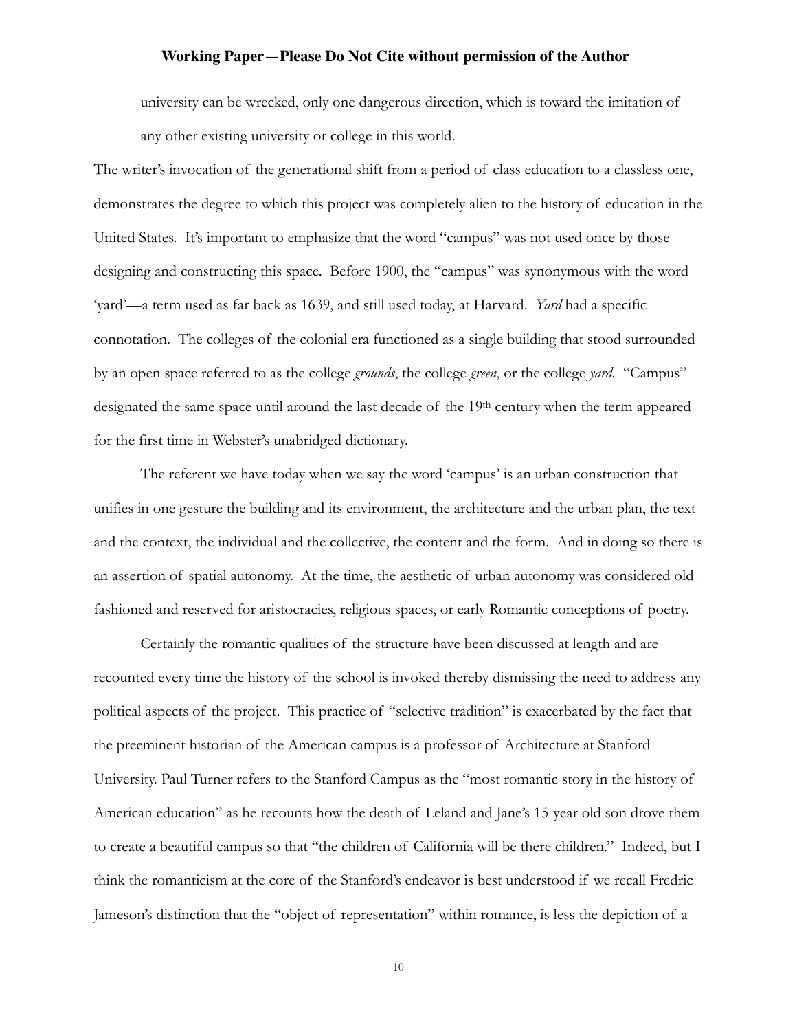university can be wrecked, only one dangerous direction, which is toward the imitation of any other existing university or college in this world.

The writer's invocation of the generational shift from a period of class education to a classless one, demonstrates the degree to which this project was completely alien to the history of education in the United States. It's important to emphasize that the word "campus" was not used once by those designing and constructing this space. Before 1900, the "campus" was synonymous with the word 'yard'—a term used as far back as 1639, and still used today, at Harvard. *Yard* had a specific connotation. The colleges of the colonial era functioned as a single building that stood surrounded by an open space referred to as the college *grounds*, the college *green*, or the college *yard*. "Campus" designated the same space until around the last decade of the 19th century when the term appeared for the first time in Webster's unabridged dictionary.

The referent we have today when we say the word 'campus' is an urban construction that unifies in one gesture the building and its environment, the architecture and the urban plan, the text and the context, the individual and the collective, the content and the form. And in doing so there is an assertion of spatial autonomy. At the time, the aesthetic of urban autonomy was considered old-fashioned and reserved for aristocracies, religious spaces, or early Romantic conceptions of poetry.

Certainly the romantic qualities of the structure have been discussed at length and are recounted every time the history of the school is invoked thereby dismissing the need to address any political aspects of the project. This practice of "selective tradition" is exacerbated by the fact that the preeminent historian of the American campus is a professor of Architecture at Stanford University. Paul Turner refers to the Stanford Campus as the "most romantic story in the history of American education" as he recounts how the death of Leland and Jane's 15-year old son drove them to create a beautiful campus so that "the children of California will be there children." Indeed, but I think the romanticism at the core of the Stanford's endeavor is best understood if we recall Fredric Jameson's distinction that the "object of representation" within romance, is less the depiction of a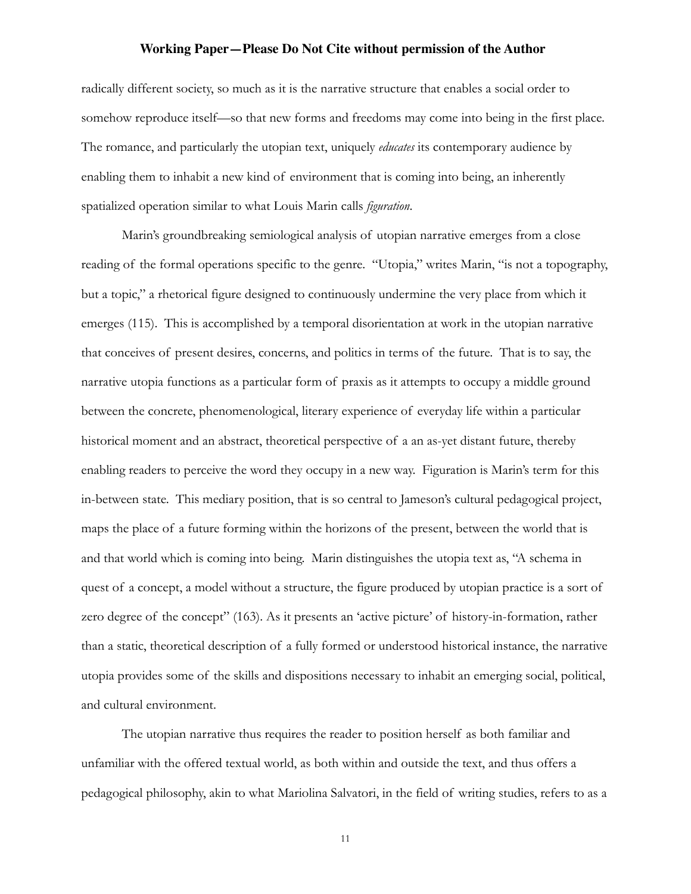radically different society, so much as it is the narrative structure that enables a social order to somehow reproduce itself—so that new forms and freedoms may come into being in the first place. The romance, and particularly the utopian text, uniquely *educates* its contemporary audience by enabling them to inhabit a new kind of environment that is coming into being, an inherently spatialized operation similar to what Louis Marin calls *figuration*.

Marin's groundbreaking semiological analysis of utopian narrative emerges from a close reading of the formal operations specific to the genre. "Utopia," writes Marin, "is not a topography, but a topic," a rhetorical figure designed to continuously undermine the very place from which it emerges (115). This is accomplished by a temporal disorientation at work in the utopian narrative that conceives of present desires, concerns, and politics in terms of the future. That is to say, the narrative utopia functions as a particular form of praxis as it attempts to occupy a middle ground between the concrete, phenomenological, literary experience of everyday life within a particular historical moment and an abstract, theoretical perspective of a an as-yet distant future, thereby enabling readers to perceive the word they occupy in a new way. Figuration is Marin's term for this in-between state. This mediary position, that is so central to Jameson's cultural pedagogical project, maps the place of a future forming within the horizons of the present, between the world that is and that world which is coming into being. Marin distinguishes the utopia text as, "A schema in quest of a concept, a model without a structure, the figure produced by utopian practice is a sort of zero degree of the concept" (163). As it presents an 'active picture' of history-in-formation, rather than a static, theoretical description of a fully formed or understood historical instance, the narrative utopia provides some of the skills and dispositions necessary to inhabit an emerging social, political, and cultural environment.

The utopian narrative thus requires the reader to position herself as both familiar and unfamiliar with the offered textual world, as both within and outside the text, and thus offers a pedagogical philosophy, akin to what Mariolina Salvatori, in the field of writing studies, refers to as a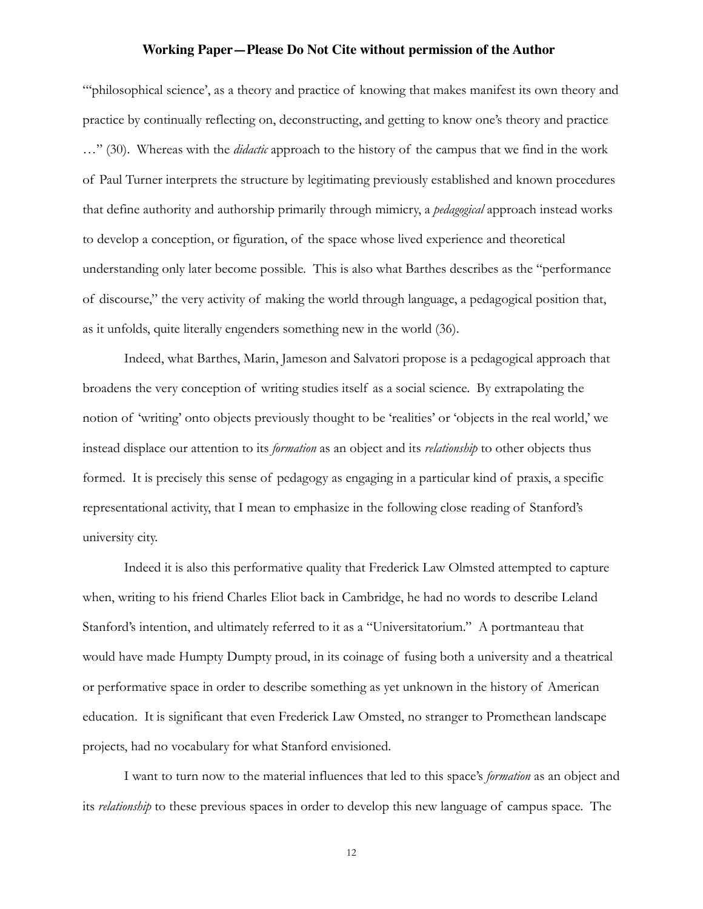"'philosophical science', as a theory and practice of knowing that makes manifest its own theory and practice by continually reflecting on, deconstructing, and getting to know one's theory and practice …" (30). Whereas with the *didactic* approach to the history of the campus that we find in the work of Paul Turner interprets the structure by legitimating previously established and known procedures that define authority and authorship primarily through mimicry, a *pedagogical* approach instead works to develop a conception, or figuration, of the space whose lived experience and theoretical understanding only later become possible. This is also what Barthes describes as the "performance of discourse," the very activity of making the world through language, a pedagogical position that, as it unfolds, quite literally engenders something new in the world (36).

Indeed, what Barthes, Marin, Jameson and Salvatori propose is a pedagogical approach that broadens the very conception of writing studies itself as a social science. By extrapolating the notion of 'writing' onto objects previously thought to be 'realities' or 'objects in the real world,' we instead displace our attention to its *formation* as an object and its *relationship* to other objects thus formed. It is precisely this sense of pedagogy as engaging in a particular kind of praxis, a specific representational activity, that I mean to emphasize in the following close reading of Stanford's university city.

Indeed it is also this performative quality that Frederick Law Olmsted attempted to capture when, writing to his friend Charles Eliot back in Cambridge, he had no words to describe Leland Stanford's intention, and ultimately referred to it as a "Universitatorium." A portmanteau that would have made Humpty Dumpty proud, in its coinage of fusing both a university and a theatrical or performative space in order to describe something as yet unknown in the history of American education. It is significant that even Frederick Law Omsted, no stranger to Promethean landscape projects, had no vocabulary for what Stanford envisioned.

I want to turn now to the material influences that led to this space's *formation* as an object and its *relationship* to these previous spaces in order to develop this new language of campus space. The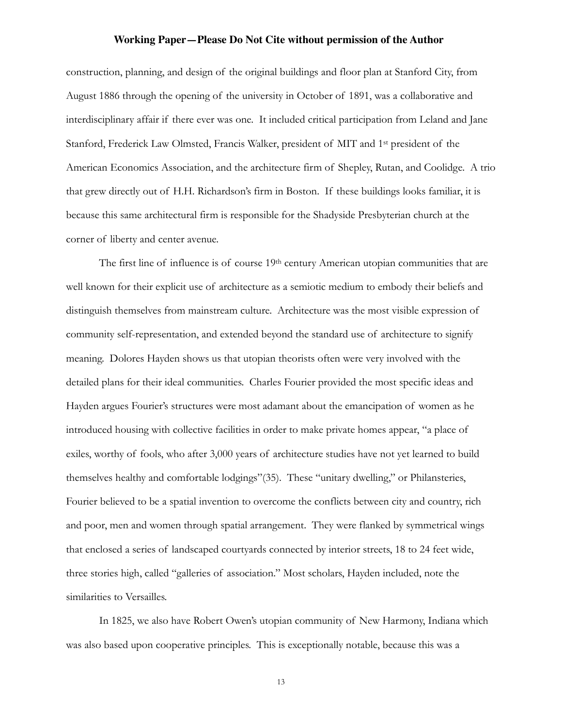construction, planning, and design of the original buildings and floor plan at Stanford City, from August 1886 through the opening of the university in October of 1891, was a collaborative and interdisciplinary affair if there ever was one. It included critical participation from Leland and Jane Stanford, Frederick Law Olmsted, Francis Walker, president of MIT and 1st president of the American Economics Association, and the architecture firm of Shepley, Rutan, and Coolidge. A trio that grew directly out of H.H. Richardson's firm in Boston. If these buildings looks familiar, it is because this same architectural firm is responsible for the Shadyside Presbyterian church at the corner of liberty and center avenue.

The first line of influence is of course 19th century American utopian communities that are well known for their explicit use of architecture as a semiotic medium to embody their beliefs and distinguish themselves from mainstream culture. Architecture was the most visible expression of community self-representation, and extended beyond the standard use of architecture to signify meaning. Dolores Hayden shows us that utopian theorists often were very involved with the detailed plans for their ideal communities. Charles Fourier provided the most specific ideas and Hayden argues Fourier's structures were most adamant about the emancipation of women as he introduced housing with collective facilities in order to make private homes appear, "a place of exiles, worthy of fools, who after 3,000 years of architecture studies have not yet learned to build themselves healthy and comfortable lodgings"(35). These "unitary dwelling," or Philansteries, Fourier believed to be a spatial invention to overcome the conflicts between city and country, rich and poor, men and women through spatial arrangement. They were flanked by symmetrical wings that enclosed a series of landscaped courtyards connected by interior streets, 18 to 24 feet wide, three stories high, called "galleries of association." Most scholars, Hayden included, note the similarities to Versailles.

In 1825, we also have Robert Owen's utopian community of New Harmony, Indiana which was also based upon cooperative principles. This is exceptionally notable, because this was a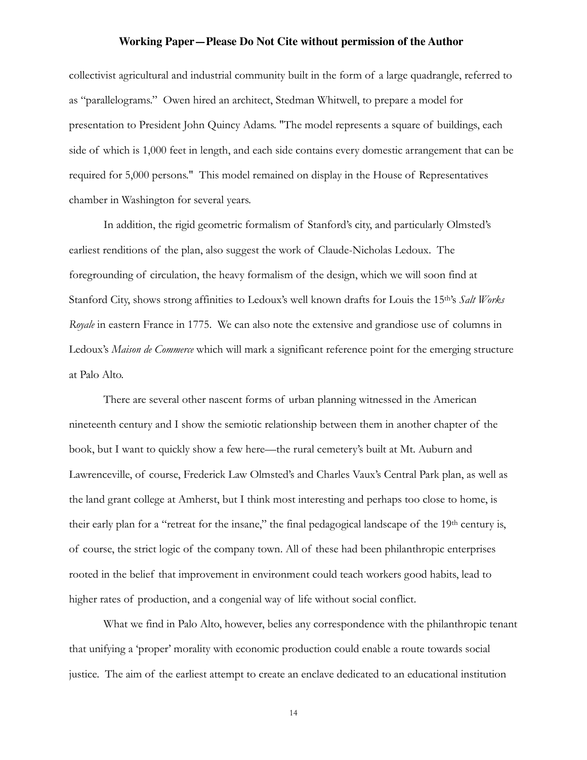collectivist agricultural and industrial community built in the form of a large quadrangle, referred to as "parallelograms." Owen hired an architect, Stedman Whitwell, to prepare a model for presentation to President John Quincy Adams. "The model represents a square of buildings, each side of which is 1,000 feet in length, and each side contains every domestic arrangement that can be required for 5,000 persons." This model remained on display in the House of Representatives chamber in Washington for several years.

In addition, the rigid geometric formalism of Stanford's city, and particularly Olmsted's earliest renditions of the plan, also suggest the work of Claude-Nicholas Ledoux. The foregrounding of circulation, the heavy formalism of the design, which we will soon find at Stanford City, shows strong affinities to Ledoux's well known drafts for Louis the 15th's *Salt Works Royale* in eastern France in 1775. We can also note the extensive and grandiose use of columns in Ledoux's *Maison de Commerce* which will mark a significant reference point for the emerging structure at Palo Alto.

There are several other nascent forms of urban planning witnessed in the American nineteenth century and I show the semiotic relationship between them in another chapter of the book, but I want to quickly show a few here—the rural cemetery's built at Mt. Auburn and Lawrenceville, of course, Frederick Law Olmsted's and Charles Vaux's Central Park plan, as well as the land grant college at Amherst, but I think most interesting and perhaps too close to home, is their early plan for a "retreat for the insane," the final pedagogical landscape of the 19th century is, of course, the strict logic of the company town. All of these had been philanthropic enterprises rooted in the belief that improvement in environment could teach workers good habits, lead to higher rates of production, and a congenial way of life without social conflict.

What we find in Palo Alto, however, belies any correspondence with the philanthropic tenant that unifying a 'proper' morality with economic production could enable a route towards social justice. The aim of the earliest attempt to create an enclave dedicated to an educational institution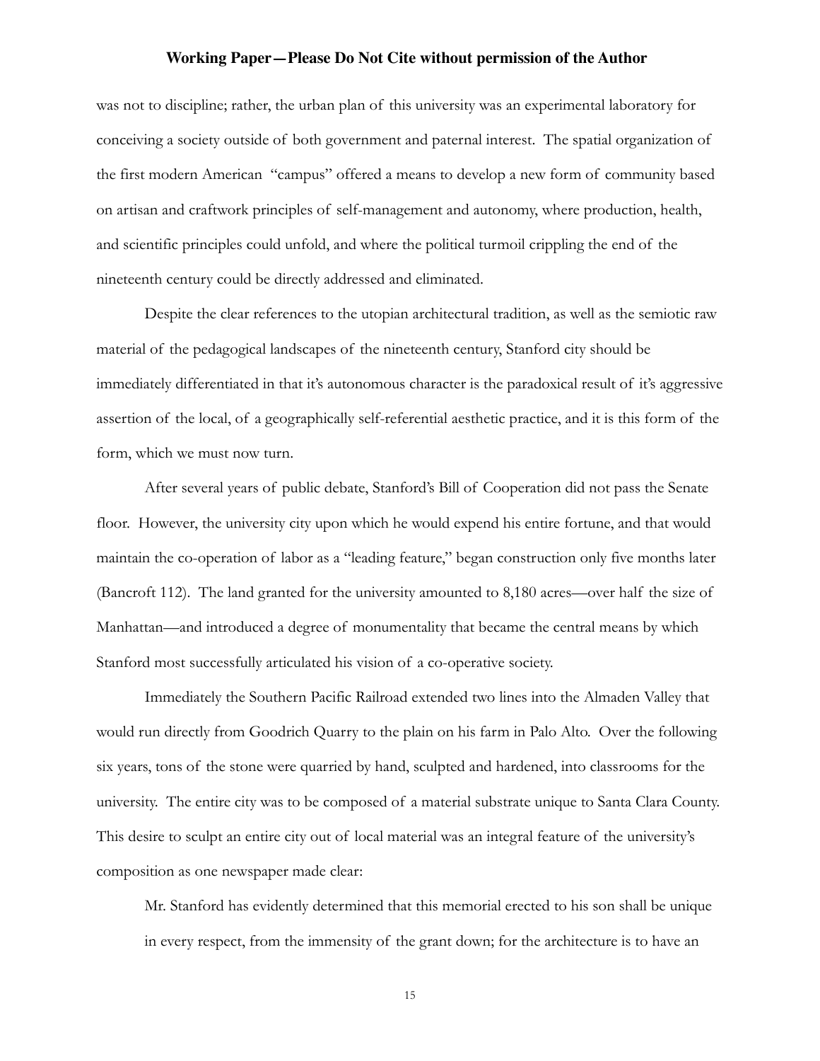was not to discipline; rather, the urban plan of this university was an experimental laboratory for conceiving a society outside of both government and paternal interest. The spatial organization of the first modern American "campus" offered a means to develop a new form of community based on artisan and craftwork principles of self-management and autonomy, where production, health, and scientific principles could unfold, and where the political turmoil crippling the end of the nineteenth century could be directly addressed and eliminated.

Despite the clear references to the utopian architectural tradition, as well as the semiotic raw material of the pedagogical landscapes of the nineteenth century, Stanford city should be immediately differentiated in that it's autonomous character is the paradoxical result of it's aggressive assertion of the local, of a geographically self-referential aesthetic practice, and it is this form of the form, which we must now turn.

After several years of public debate, Stanford's Bill of Cooperation did not pass the Senate floor. However, the university city upon which he would expend his entire fortune, and that would maintain the co-operation of labor as a "leading feature," began construction only five months later (Bancroft 112). The land granted for the university amounted to 8,180 acres—over half the size of Manhattan—and introduced a degree of monumentality that became the central means by which Stanford most successfully articulated his vision of a co-operative society.

Immediately the Southern Pacific Railroad extended two lines into the Almaden Valley that would run directly from Goodrich Quarry to the plain on his farm in Palo Alto. Over the following six years, tons of the stone were quarried by hand, sculpted and hardened, into classrooms for the university. The entire city was to be composed of a material substrate unique to Santa Clara County. This desire to sculpt an entire city out of local material was an integral feature of the university's composition as one newspaper made clear:

> Mr. Stanford has evidently determined that this memorial erected to his son shall be unique in every respect, from the immensity of the grant down; for the architecture is to have an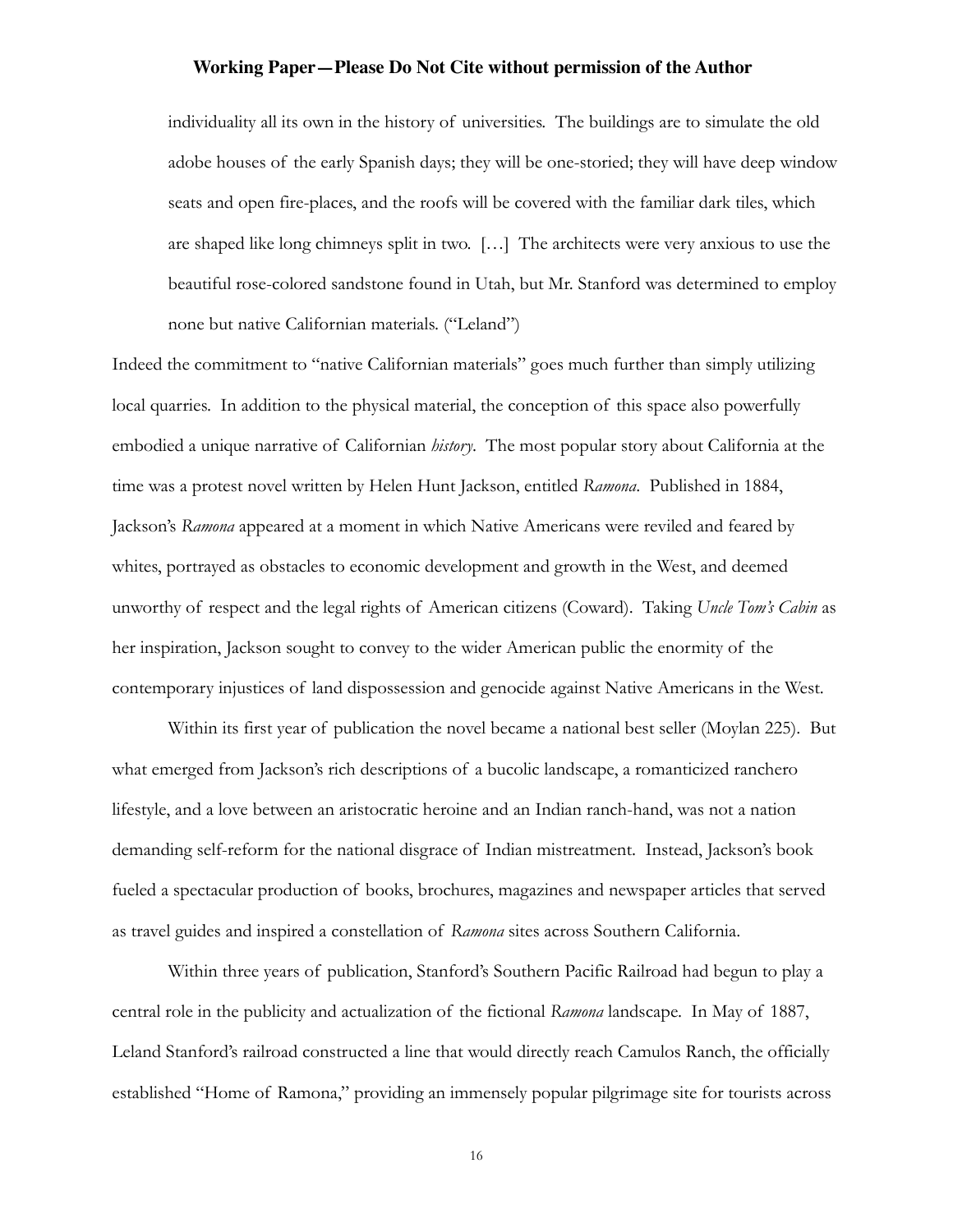> individuality all its own in the history of universities. The buildings are to simulate the old adobe houses of the early Spanish days; they will be one-storied; they will have deep window seats and open fire-places, and the roofs will be covered with the familiar dark tiles, which are shaped like long chimneys split in two. […] The architects were very anxious to use the beautiful rose-colored sandstone found in Utah, but Mr. Stanford was determined to employ none but native Californian materials. ("Leland")

Indeed the commitment to "native Californian materials" goes much further than simply utilizing local quarries. In addition to the physical material, the conception of this space also powerfully embodied a unique narrative of Californian *history*. The most popular story about California at the time was a protest novel written by Helen Hunt Jackson, entitled *Ramona*. Published in 1884, Jackson's *Ramona* appeared at a moment in which Native Americans were reviled and feared by whites, portrayed as obstacles to economic development and growth in the West, and deemed unworthy of respect and the legal rights of American citizens (Coward). Taking *Uncle Tom's Cabin* as her inspiration, Jackson sought to convey to the wider American public the enormity of the contemporary injustices of land dispossession and genocide against Native Americans in the West.

Within its first year of publication the novel became a national best seller (Moylan 225). But what emerged from Jackson's rich descriptions of a bucolic landscape, a romanticized ranchero lifestyle, and a love between an aristocratic heroine and an Indian ranch-hand, was not a nation demanding self-reform for the national disgrace of Indian mistreatment. Instead, Jackson's book fueled a spectacular production of books, brochures, magazines and newspaper articles that served as travel guides and inspired a constellation of *Ramona* sites across Southern California.

Within three years of publication, Stanford's Southern Pacific Railroad had begun to play a central role in the publicity and actualization of the fictional *Ramona* landscape. In May of 1887, Leland Stanford's railroad constructed a line that would directly reach Camulos Ranch, the officially established "Home of Ramona," providing an immensely popular pilgrimage site for tourists across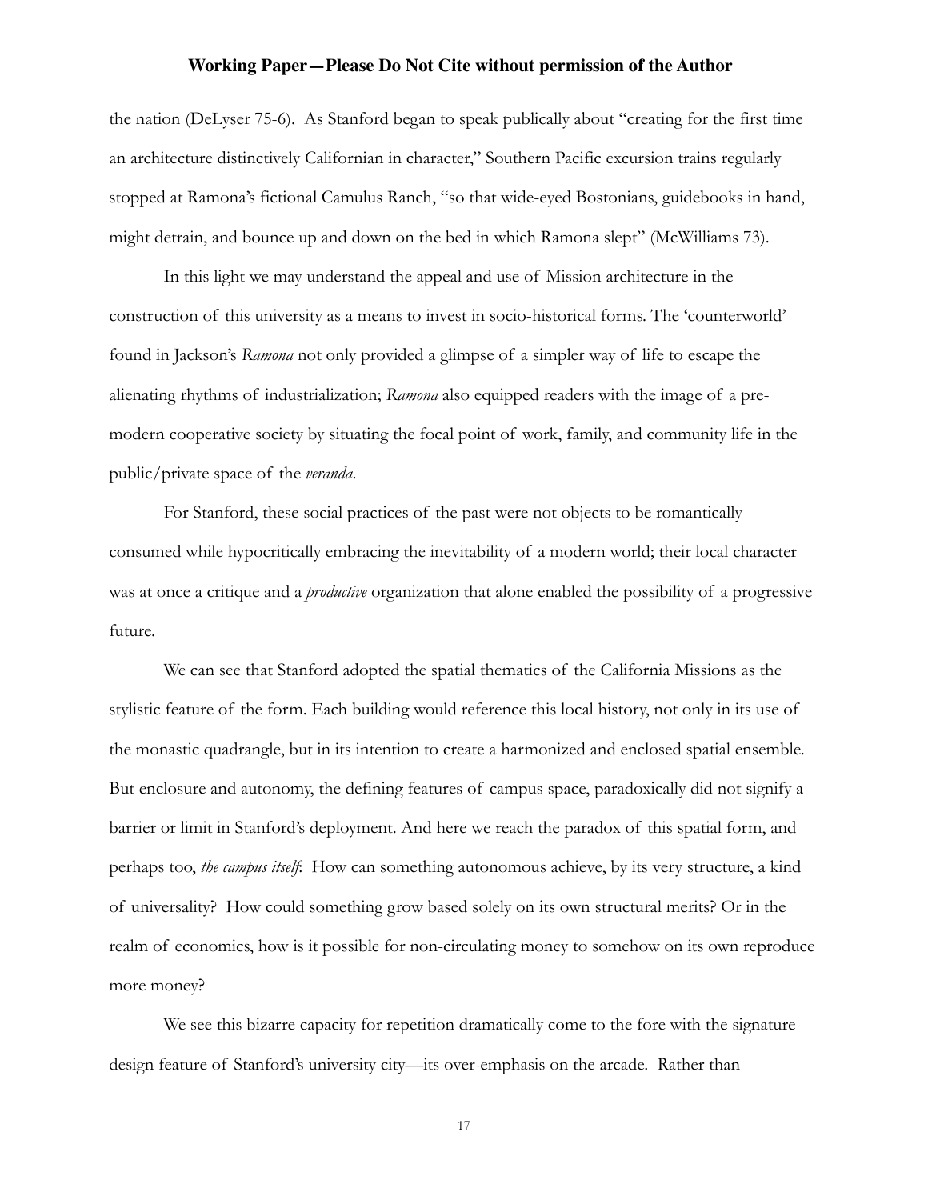the nation (DeLyser 75-6). As Stanford began to speak publically about "creating for the first time an architecture distinctively Californian in character," Southern Pacific excursion trains regularly stopped at Ramona's fictional Camulus Ranch, "so that wide-eyed Bostonians, guidebooks in hand, might detrain, and bounce up and down on the bed in which Ramona slept" (McWilliams 73).

In this light we may understand the appeal and use of Mission architecture in the construction of this university as a means to invest in socio-historical forms. The 'counterworld' found in Jackson's *Ramona* not only provided a glimpse of a simpler way of life to escape the alienating rhythms of industrialization; *Ramona* also equipped readers with the image of a pre-modern cooperative society by situating the focal point of work, family, and community life in the public/private space of the *veranda*.

For Stanford, these social practices of the past were not objects to be romantically consumed while hypocritically embracing the inevitability of a modern world; their local character was at once a critique and a *productive* organization that alone enabled the possibility of a progressive future.

We can see that Stanford adopted the spatial thematics of the California Missions as the stylistic feature of the form. Each building would reference this local history, not only in its use of the monastic quadrangle, but in its intention to create a harmonized and enclosed spatial ensemble. But enclosure and autonomy, the defining features of campus space, paradoxically did not signify a barrier or limit in Stanford's deployment. And here we reach the paradox of this spatial form, and perhaps too, *the campus itself*: How can something autonomous achieve, by its very structure, a kind of universality? How could something grow based solely on its own structural merits? Or in the realm of economics, how is it possible for non-circulating money to somehow on its own reproduce more money?

We see this bizarre capacity for repetition dramatically come to the fore with the signature design feature of Stanford's university city—its over-emphasis on the arcade. Rather than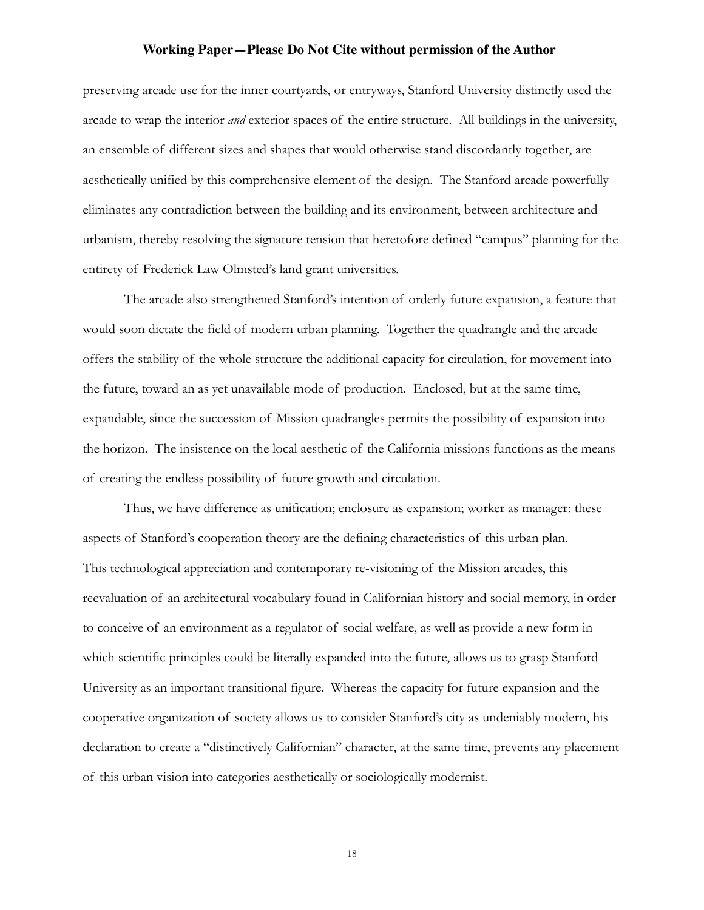preserving arcade use for the inner courtyards, or entryways, Stanford University distinctly used the arcade to wrap the interior *and* exterior spaces of the entire structure. All buildings in the university, an ensemble of different sizes and shapes that would otherwise stand discordantly together, are aesthetically unified by this comprehensive element of the design. The Stanford arcade powerfully eliminates any contradiction between the building and its environment, between architecture and urbanism, thereby resolving the signature tension that heretofore defined "campus" planning for the entirety of Frederick Law Olmsted's land grant universities.

The arcade also strengthened Stanford's intention of orderly future expansion, a feature that would soon dictate the field of modern urban planning. Together the quadrangle and the arcade offers the stability of the whole structure the additional capacity for circulation, for movement into the future, toward an as yet unavailable mode of production. Enclosed, but at the same time, expandable, since the succession of Mission quadrangles permits the possibility of expansion into the horizon. The insistence on the local aesthetic of the California missions functions as the means of creating the endless possibility of future growth and circulation.

Thus, we have difference as unification; enclosure as expansion; worker as manager: these aspects of Stanford's cooperation theory are the defining characteristics of this urban plan. This technological appreciation and contemporary re-visioning of the Mission arcades, this reevaluation of an architectural vocabulary found in Californian history and social memory, in order to conceive of an environment as a regulator of social welfare, as well as provide a new form in which scientific principles could be literally expanded into the future, allows us to grasp Stanford University as an important transitional figure. Whereas the capacity for future expansion and the cooperative organization of society allows us to consider Stanford's city as undeniably modern, his declaration to create a "distinctively Californian" character, at the same time, prevents any placement of this urban vision into categories aesthetically or sociologically modernist.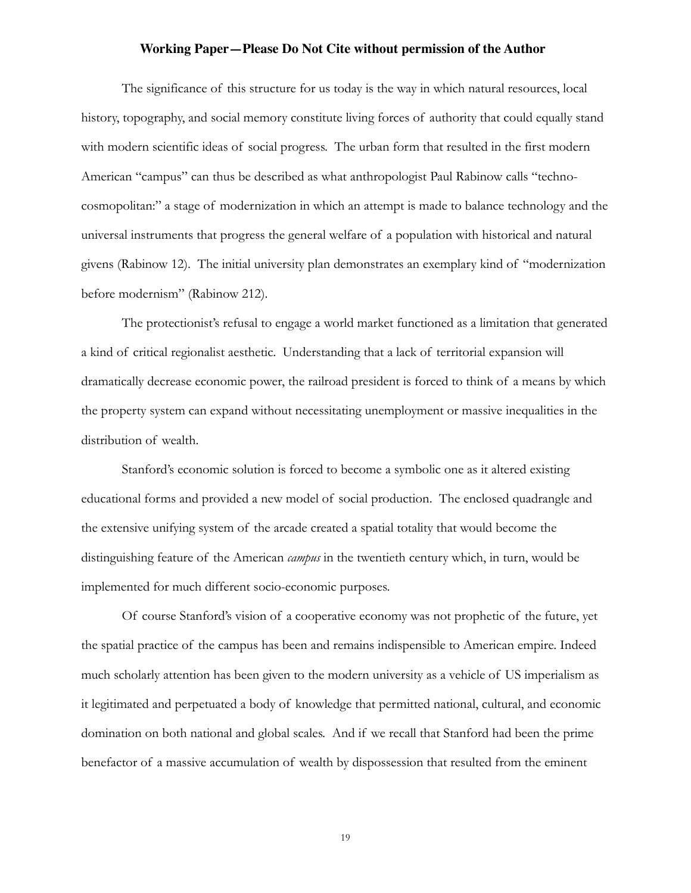The significance of this structure for us today is the way in which natural resources, local history, topography, and social memory constitute living forces of authority that could equally stand with modern scientific ideas of social progress. The urban form that resulted in the first modern American "campus" can thus be described as what anthropologist Paul Rabinow calls "techno-cosmopolitan:" a stage of modernization in which an attempt is made to balance technology and the universal instruments that progress the general welfare of a population with historical and natural givens (Rabinow 12). The initial university plan demonstrates an exemplary kind of "modernization before modernism" (Rabinow 212).

The protectionist's refusal to engage a world market functioned as a limitation that generated a kind of critical regionalist aesthetic. Understanding that a lack of territorial expansion will dramatically decrease economic power, the railroad president is forced to think of a means by which the property system can expand without necessitating unemployment or massive inequalities in the distribution of wealth.

Stanford's economic solution is forced to become a symbolic one as it altered existing educational forms and provided a new model of social production. The enclosed quadrangle and the extensive unifying system of the arcade created a spatial totality that would become the distinguishing feature of the American *campus* in the twentieth century which, in turn, would be implemented for much different socio-economic purposes.

Of course Stanford's vision of a cooperative economy was not prophetic of the future, yet the spatial practice of the campus has been and remains indispensible to American empire. Indeed much scholarly attention has been given to the modern university as a vehicle of US imperialism as it legitimated and perpetuated a body of knowledge that permitted national, cultural, and economic domination on both national and global scales. And if we recall that Stanford had been the prime benefactor of a massive accumulation of wealth by dispossession that resulted from the eminent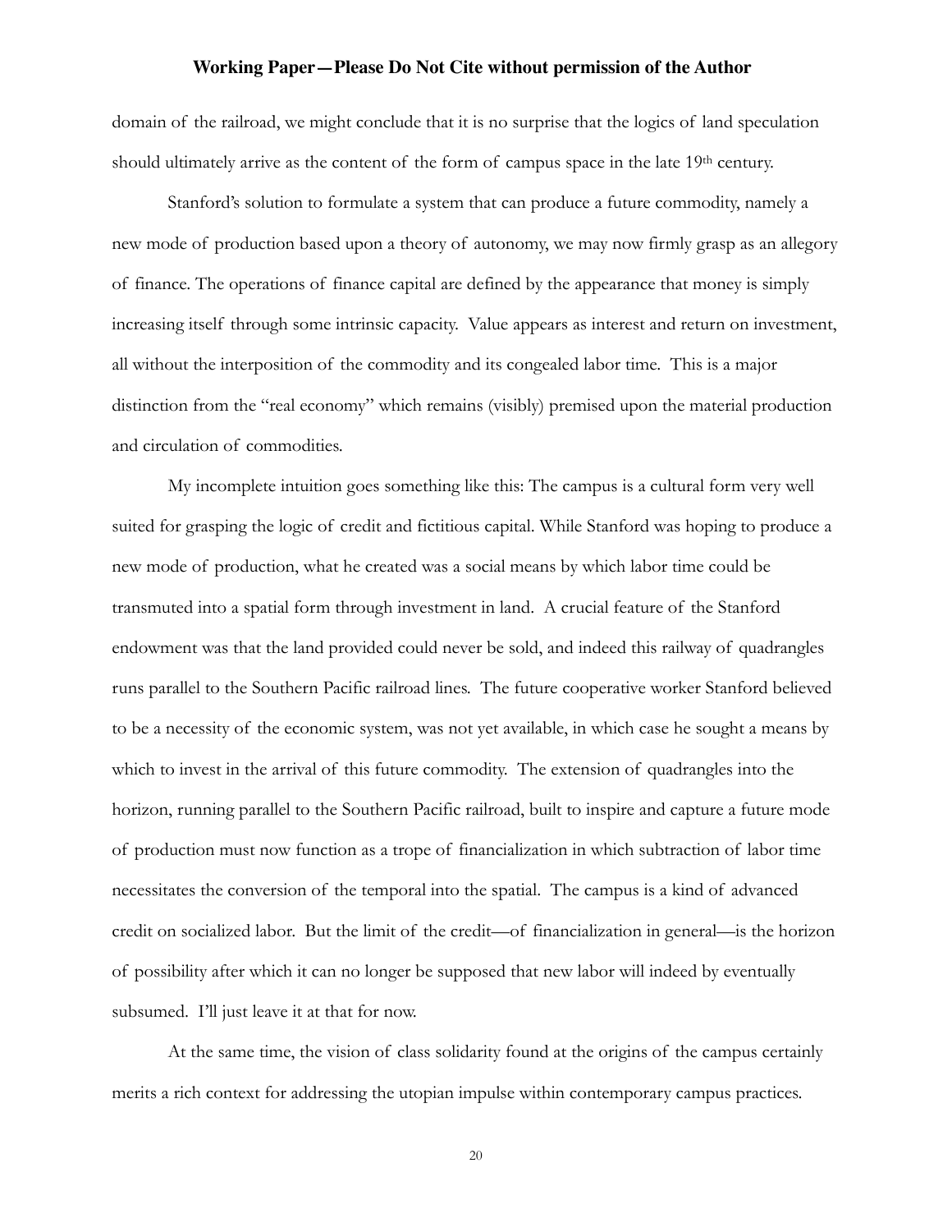domain of the railroad, we might conclude that it is no surprise that the logics of land speculation should ultimately arrive as the content of the form of campus space in the late 19th century.

Stanford's solution to formulate a system that can produce a future commodity, namely a new mode of production based upon a theory of autonomy, we may now firmly grasp as an allegory of finance. The operations of finance capital are defined by the appearance that money is simply increasing itself through some intrinsic capacity. Value appears as interest and return on investment, all without the interposition of the commodity and its congealed labor time. This is a major distinction from the "real economy" which remains (visibly) premised upon the material production and circulation of commodities.

My incomplete intuition goes something like this: The campus is a cultural form very well suited for grasping the logic of credit and fictitious capital. While Stanford was hoping to produce a new mode of production, what he created was a social means by which labor time could be transmuted into a spatial form through investment in land. A crucial feature of the Stanford endowment was that the land provided could never be sold, and indeed this railway of quadrangles runs parallel to the Southern Pacific railroad lines. The future cooperative worker Stanford believed to be a necessity of the economic system, was not yet available, in which case he sought a means by which to invest in the arrival of this future commodity. The extension of quadrangles into the horizon, running parallel to the Southern Pacific railroad, built to inspire and capture a future mode of production must now function as a trope of financialization in which subtraction of labor time necessitates the conversion of the temporal into the spatial. The campus is a kind of advanced credit on socialized labor. But the limit of the credit—of financialization in general—is the horizon of possibility after which it can no longer be supposed that new labor will indeed by eventually subsumed. I'll just leave it at that for now.

At the same time, the vision of class solidarity found at the origins of the campus certainly merits a rich context for addressing the utopian impulse within contemporary campus practices.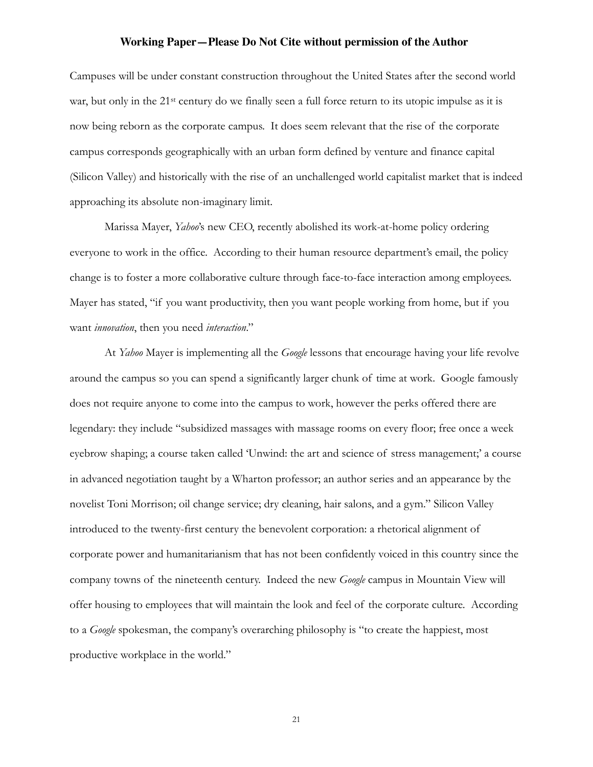Campuses will be under constant construction throughout the United States after the second world war, but only in the 21st century do we finally seen a full force return to its utopic impulse as it is now being reborn as the corporate campus. It does seem relevant that the rise of the corporate campus corresponds geographically with an urban form defined by venture and finance capital (Silicon Valley) and historically with the rise of an unchallenged world capitalist market that is indeed approaching its absolute non-imaginary limit.

Marissa Mayer, *Yahoo*'s new CEO, recently abolished its work-at-home policy ordering everyone to work in the office. According to their human resource department's email, the policy change is to foster a more collaborative culture through face-to-face interaction among employees. Mayer has stated, "if you want productivity, then you want people working from home, but if you want *innovation*, then you need *interaction*."

At *Yahoo* Mayer is implementing all the *Google* lessons that encourage having your life revolve around the campus so you can spend a significantly larger chunk of time at work. Google famously does not require anyone to come into the campus to work, however the perks offered there are legendary: they include "subsidized massages with massage rooms on every floor; free once a week eyebrow shaping; a course taken called 'Unwind: the art and science of stress management;' a course in advanced negotiation taught by a Wharton professor; an author series and an appearance by the novelist Toni Morrison; oil change service; dry cleaning, hair salons, and a gym." Silicon Valley introduced to the twenty-first century the benevolent corporation: a rhetorical alignment of corporate power and humanitarianism that has not been confidently voiced in this country since the company towns of the nineteenth century. Indeed the new *Google* campus in Mountain View will offer housing to employees that will maintain the look and feel of the corporate culture. According to a *Google* spokesman, the company's overarching philosophy is "to create the happiest, most productive workplace in the world."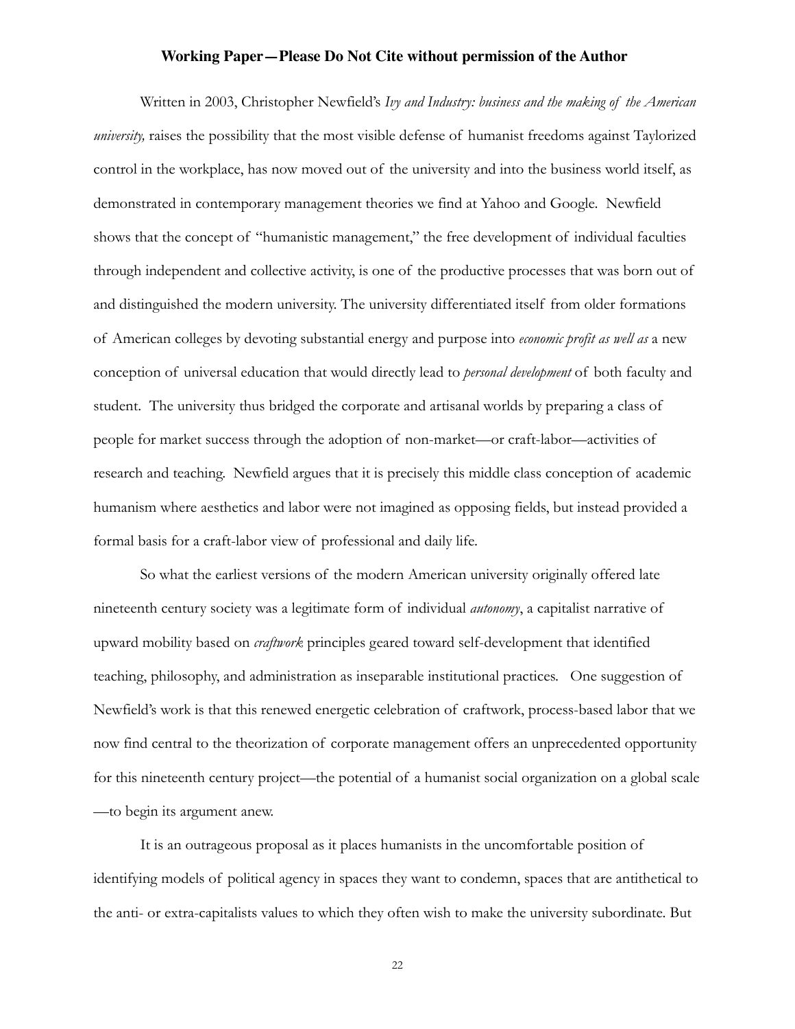**Working Paper—Please Do Not Cite without permission of the Author**

Written in 2003, Christopher Newfield's *Ivy and Industry: business and the making of the American university,* raises the possibility that the most visible defense of humanist freedoms against Taylorized control in the workplace, has now moved out of the university and into the business world itself, as demonstrated in contemporary management theories we find at Yahoo and Google. Newfield shows that the concept of "humanistic management," the free development of individual faculties through independent and collective activity, is one of the productive processes that was born out of and distinguished the modern university. The university differentiated itself from older formations of American colleges by devoting substantial energy and purpose into *economic profit as well as* a new conception of universal education that would directly lead to *personal development* of both faculty and student. The university thus bridged the corporate and artisanal worlds by preparing a class of people for market success through the adoption of non-market—or craft-labor—activities of research and teaching. Newfield argues that it is precisely this middle class conception of academic humanism where aesthetics and labor were not imagined as opposing fields, but instead provided a formal basis for a craft-labor view of professional and daily life.

So what the earliest versions of the modern American university originally offered late nineteenth century society was a legitimate form of individual *autonomy*, a capitalist narrative of upward mobility based on *craftwork* principles geared toward self-development that identified teaching, philosophy, and administration as inseparable institutional practices. One suggestion of Newfield's work is that this renewed energetic celebration of craftwork, process-based labor that we now find central to the theorization of corporate management offers an unprecedented opportunity for this nineteenth century project—the potential of a humanist social organization on a global scale —to begin its argument anew.

It is an outrageous proposal as it places humanists in the uncomfortable position of identifying models of political agency in spaces they want to condemn, spaces that are antithetical to the anti- or extra-capitalists values to which they often wish to make the university subordinate. But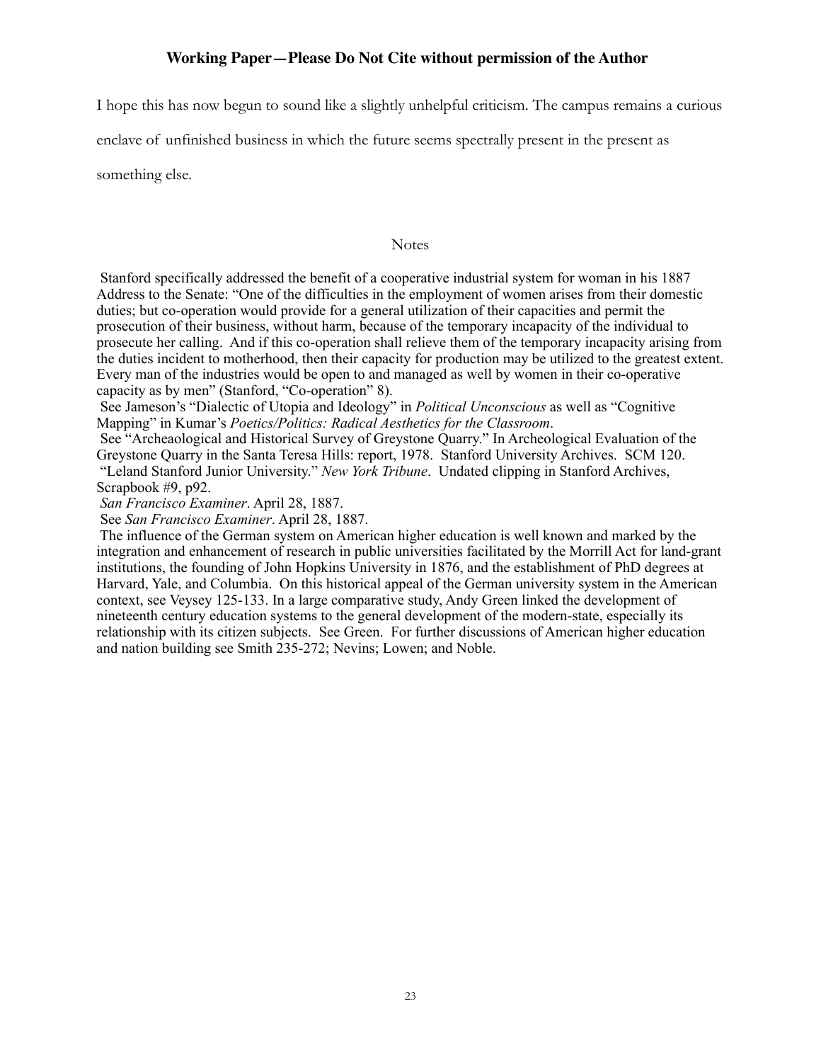I hope this has now begun to sound like a slightly unhelpful criticism. The campus remains a curious enclave of unfinished business in which the future seems spectrally present in the present as something else.

## Notes

Stanford specifically addressed the benefit of a cooperative industrial system for woman in his 1887 Address to the Senate: "One of the difficulties in the employment of women arises from their domestic duties; but co-operation would provide for a general utilization of their capacities and permit the prosecution of their business, without harm, because of the temporary incapacity of the individual to prosecute her calling. And if this co-operation shall relieve them of the temporary incapacity arising from the duties incident to motherhood, then their capacity for production may be utilized to the greatest extent. Every man of the industries would be open to and managed as well by women in their co-operative capacity as by men" (Stanford, "Co-operation" 8).

See Jameson's "Dialectic of Utopia and Ideology" in *Political Unconscious* as well as "Cognitive Mapping" in Kumar's *Poetics/Politics: Radical Aesthetics for the Classroom*.

See "Archeaological and Historical Survey of Greystone Quarry." In Archeological Evaluation of the Greystone Quarry in the Santa Teresa Hills: report, 1978. Stanford University Archives. SCM 120.

"Leland Stanford Junior University." *New York Tribune*. Undated clipping in Stanford Archives, Scrapbook #9, p92.

*San Francisco Examiner*. April 28, 1887.

See *San Francisco Examiner*. April 28, 1887.

The influence of the German system on American higher education is well known and marked by the integration and enhancement of research in public universities facilitated by the Morrill Act for land-grant institutions, the founding of John Hopkins University in 1876, and the establishment of PhD degrees at Harvard, Yale, and Columbia. On this historical appeal of the German university system in the American context, see Veysey 125-133. In a large comparative study, Andy Green linked the development of nineteenth century education systems to the general development of the modern-state, especially its relationship with its citizen subjects. See Green. For further discussions of American higher education and nation building see Smith 235-272; Nevins; Lowen; and Noble.